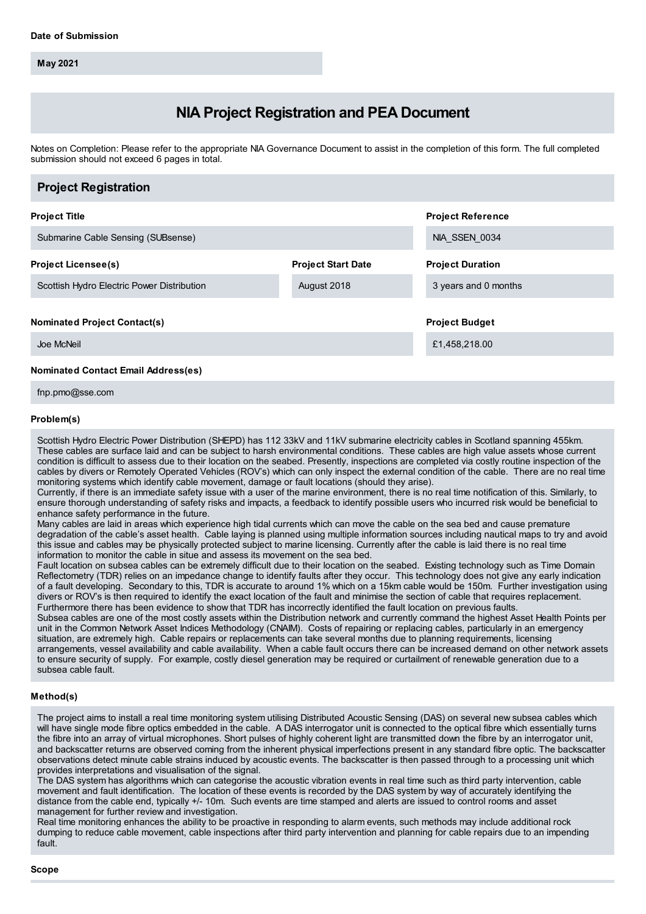**Date of Submission**

**May 2021**

# NIA Project Registration and PEA Document

Notes on Completion: Please refer to the appropriate NIA Governance Document to assist in the completion of this form. The full completed submission should not exceed 6 pages in total.

## Project Registration

**Project Title**

Submarine Cable Sensing (SUBsense)

**Project Reference**

NIA_SSEN_0034

**Project Licensee(s)**

Scottish Hydro Electric Power Distribution

**Project Start Date**

August 2018

**Project Duration**

3 years and 0 months

**Nominated Project Contact(s)**

Joe McNeil

**Project Budget**

£1,458,218.00

**Nominated Contact Email Address(es)**

fnp.pmo@sse.com

**Problem(s)**

Scottish Hydro Electric Power Distribution (SHEPD) has 112 33kV and 11kV submarine electricity cables in Scotland spanning 455km. These cables are surface laid and can be subject to harsh environmental conditions. These cables are high value assets whose current condition is difficult to assess due to their location on the seabed. Presently, inspections are completed via costly routine inspection of the cables by divers or Remotely Operated Vehicles (ROV's) which can only inspect the external condition of the cable. There are no real time monitoring systems which identify cable movement, damage or fault locations (should they arise).
Currently, if there is an immediate safety issue with a user of the marine environment, there is no real time notification of this. Similarly, to ensure thorough understanding of safety risks and impacts, a feedback to identify possible users who incurred risk would be beneficial to enhance safety performance in the future.
Many cables are laid in areas which experience high tidal currents which can move the cable on the sea bed and cause premature degradation of the cable's asset health. Cable laying is planned using multiple information sources including nautical maps to try and avoid this issue and cables may be physically protected subject to marine licensing. Currently after the cable is laid there is no real time information to monitor the cable in situe and assess its movement on the sea bed.
Fault location on subsea cables can be extremely difficult due to their location on the seabed. Existing technology such as Time Domain Reflectometry (TDR) relies on an impedance change to identify faults after they occur. This technology does not give any early indication of a fault developing. Secondary to this, TDR is accurate to around 1% which on a 15km cable would be 150m. Further investigation using divers or ROV's is then required to identify the exact location of the fault and minimise the section of cable that requires replacement. Furthermore there has been evidence to show that TDR has incorrectly identified the fault location on previous faults.
Subsea cables are one of the most costly assets within the Distribution network and currently command the highest Asset Health Points per unit in the Common Network Asset Indices Methodology (CNAIM). Costs of repairing or replacing cables, particularly in an emergency situation, are extremely high. Cable repairs or replacements can take several months due to planning requirements, licensing arrangements, vessel availability and cable availability. When a cable fault occurs there can be increased demand on other network assets to ensure security of supply. For example, costly diesel generation may be required or curtailment of renewable generation due to a subsea cable fault.

**Method(s)**

The project aims to install a real time monitoring system utilising Distributed Acoustic Sensing (DAS) on several new subsea cables which will have single mode fibre optics embedded in the cable. A DAS interrogator unit is connected to the optical fibre which essentially turns the fibre into an array of virtual microphones. Short pulses of highly coherent light are transmitted down the fibre by an interrogator unit, and backscatter returns are observed coming from the inherent physical imperfections present in any standard fibre optic. The backscatter observations detect minute cable strains induced by acoustic events. The backscatter is then passed through to a processing unit which provides interpretations and visualisation of the signal.
The DAS system has algorithms which can categorise the acoustic vibration events in real time such as third party intervention, cable movement and fault identification. The location of these events is recorded by the DAS system by way of accurately identifying the distance from the cable end, typically +/- 10m. Such events are time stamped and alerts are issued to control rooms and asset management for further review and investigation.
Real time monitoring enhances the ability to be proactive in responding to alarm events, such methods may include additional rock dumping to reduce cable movement, cable inspections after third party intervention and planning for cable repairs due to an impending fault.

**Scope**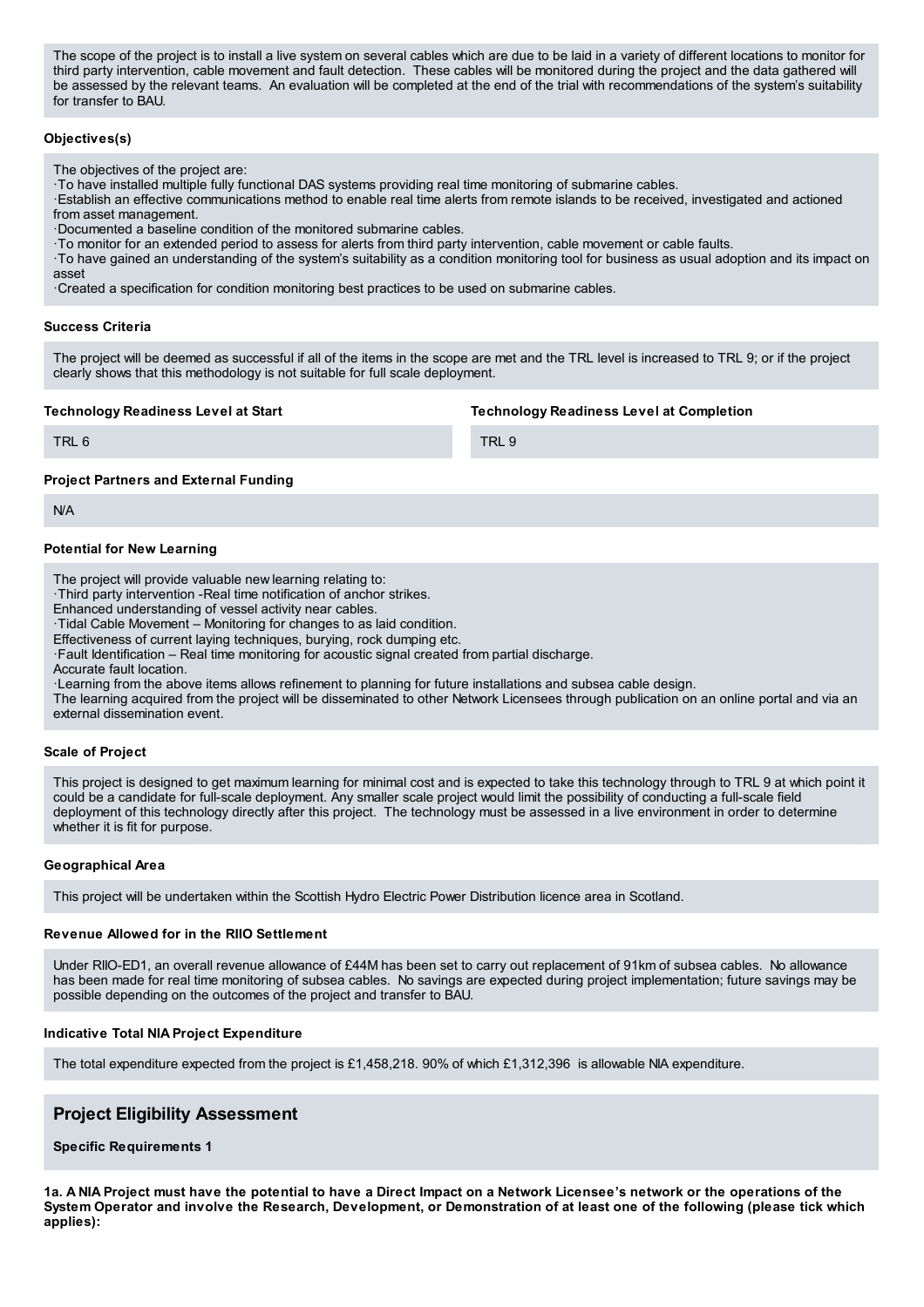The scope of the project is to install a live system on several cables which are due to be laid in a variety of different locations to monitor for third party intervention, cable movement and fault detection. These cables will be monitored during the project and the data gathered will be assessed by the relevant teams. An evaluation will be completed at the end of the trial with recommendations of the system's suitability for transfer to BAU.

### Objectives(s)

The objectives of the project are:

·To have installed multiple fully functional DAS systems providing real time monitoring of submarine cables.
·Establish an effective communications method to enable real time alerts from remote islands to be received, investigated and actioned from asset management.
·Documented a baseline condition of the monitored submarine cables.
·To monitor for an extended period to assess for alerts from third party intervention, cable movement or cable faults.
·To have gained an understanding of the system's suitability as a condition monitoring tool for business as usual adoption and its impact on asset
·Created a specification for condition monitoring best practices to be used on submarine cables.

### Success Criteria

The project will be deemed as successful if all of the items in the scope are met and the TRL level is increased to TRL 9; or if the project clearly shows that this methodology is not suitable for full scale deployment.

| Technology Readiness Level at Start | Technology Readiness Level at Completion |
| --- | --- |
| TRL 6 | TRL 9 |

### Project Partners and External Funding

N/A

### Potential for New Learning

The project will provide valuable new learning relating to:
·Third party intervention -Real time notification of anchor strikes.
Enhanced understanding of vessel activity near cables.
·Tidal Cable Movement – Monitoring for changes to as laid condition.
Effectiveness of current laying techniques, burying, rock dumping etc.
·Fault Identification – Real time monitoring for acoustic signal created from partial discharge.
Accurate fault location.
·Learning from the above items allows refinement to planning for future installations and subsea cable design.
The learning acquired from the project will be disseminated to other Network Licensees through publication on an online portal and via an external dissemination event.

### Scale of Project

This project is designed to get maximum learning for minimal cost and is expected to take this technology through to TRL 9 at which point it could be a candidate for full-scale deployment. Any smaller scale project would limit the possibility of conducting a full-scale field deployment of this technology directly after this project. The technology must be assessed in a live environment in order to determine whether it is fit for purpose.

### Geographical Area

This project will be undertaken within the Scottish Hydro Electric Power Distribution licence area in Scotland.

### Revenue Allowed for in the RIIO Settlement

Under RIIO-ED1, an overall revenue allowance of £44M has been set to carry out replacement of 91km of subsea cables. No allowance has been made for real time monitoring of subsea cables. No savings are expected during project implementation; future savings may be possible depending on the outcomes of the project and transfer to BAU.

### Indicative Total NIA Project Expenditure

The total expenditure expected from the project is £1,458,218. 90% of which £1,312,396 is allowable NIA expenditure.

## Project Eligibility Assessment

### Specific Requirements 1

**1a. A NIA Project must have the potential to have a Direct Impact on a Network Licensee's network or the operations of the System Operator and involve the Research, Development, or Demonstration of at least one of the following (please tick which applies):**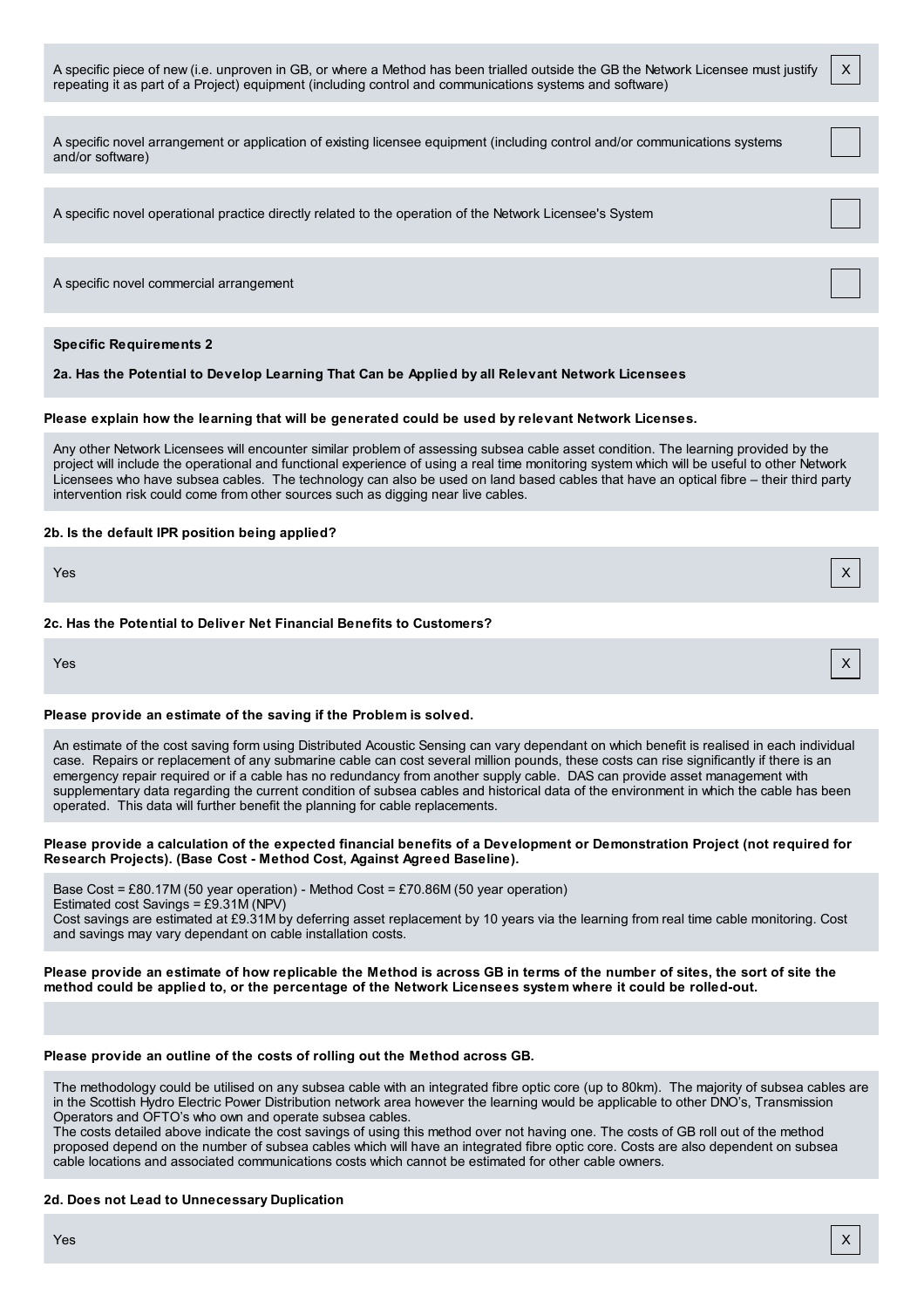A specific piece of new (i.e. unproven in GB, or where a Method has been trialled outside the GB the Network Licensee must justify repeating it as part of a Project) equipment (including control and communications systems and software) — X

A specific novel arrangement or application of existing licensee equipment (including control and/or communications systems and/or software) — [ ]

A specific novel operational practice directly related to the operation of the Network Licensee's System — [ ]

A specific novel commercial arrangement — [ ]

**Specific Requirements 2**

**2a. Has the Potential to Develop Learning That Can be Applied by all Relevant Network Licensees**

**Please explain how the learning that will be generated could be used by relevant Network Licenses.**

Any other Network Licensees will encounter similar problem of assessing subsea cable asset condition. The learning provided by the project will include the operational and functional experience of using a real time monitoring system which will be useful to other Network Licensees who have subsea cables. The technology can also be used on land based cables that have an optical fibre – their third party intervention risk could come from other sources such as digging near live cables.

**2b. Is the default IPR position being applied?**

Yes — X

**2c. Has the Potential to Deliver Net Financial Benefits to Customers?**

Yes — X

**Please provide an estimate of the saving if the Problem is solved.**

An estimate of the cost saving form using Distributed Acoustic Sensing can vary dependant on which benefit is realised in each individual case. Repairs or replacement of any submarine cable can cost several million pounds, these costs can rise significantly if there is an emergency repair required or if a cable has no redundancy from another supply cable. DAS can provide asset management with supplementary data regarding the current condition of subsea cables and historical data of the environment in which the cable has been operated. This data will further benefit the planning for cable replacements.

**Please provide a calculation of the expected financial benefits of a Development or Demonstration Project (not required for Research Projects). (Base Cost - Method Cost, Against Agreed Baseline).**

Base Cost = £80.17M (50 year operation) - Method Cost = £70.86M (50 year operation)
Estimated cost Savings = £9.31M (NPV)
Cost savings are estimated at £9.31M by deferring asset replacement by 10 years via the learning from real time cable monitoring. Cost and savings may vary dependant on cable installation costs.

**Please provide an estimate of how replicable the Method is across GB in terms of the number of sites, the sort of site the method could be applied to, or the percentage of the Network Licensees system where it could be rolled-out.**

**Please provide an outline of the costs of rolling out the Method across GB.**

The methodology could be utilised on any subsea cable with an integrated fibre optic core (up to 80km). The majority of subsea cables are in the Scottish Hydro Electric Power Distribution network area however the learning would be applicable to other DNO's, Transmission Operators and OFTO's who own and operate subsea cables.
The costs detailed above indicate the cost savings of using this method over not having one. The costs of GB roll out of the method proposed depend on the number of subsea cables which will have an integrated fibre optic core. Costs are also dependent on subsea cable locations and associated communications costs which cannot be estimated for other cable owners.

**2d. Does not Lead to Unnecessary Duplication**

Yes — X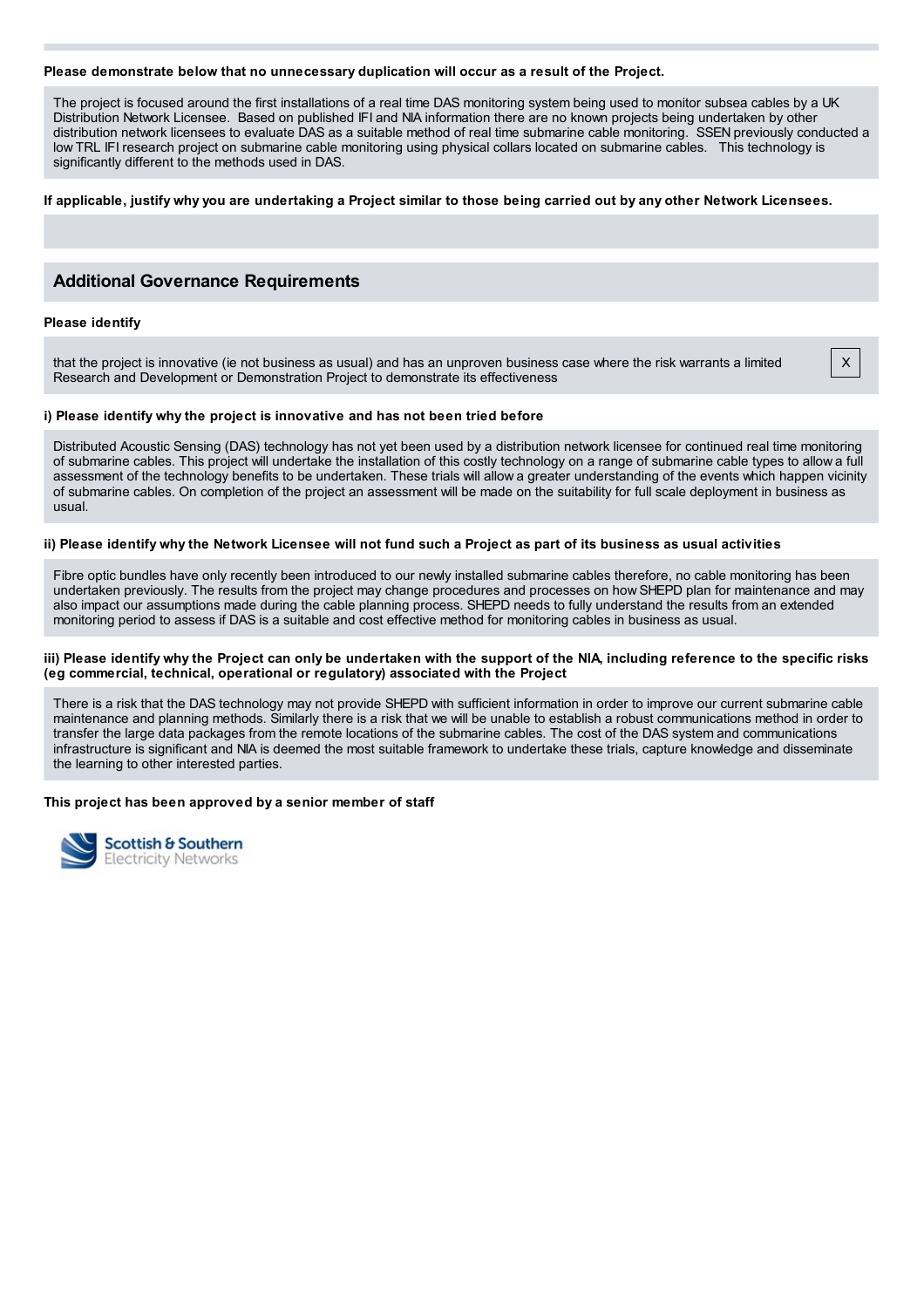**Please demonstrate below that no unnecessary duplication will occur as a result of the Project.**

The project is focused around the first installations of a real time DAS monitoring system being used to monitor subsea cables by a UK Distribution Network Licensee. Based on published IFI and NIA information there are no known projects being undertaken by other distribution network licensees to evaluate DAS as a suitable method of real time submarine cable monitoring. SSEN previously conducted a low TRL IFI research project on submarine cable monitoring using physical collars located on submarine cables. This technology is significantly different to the methods used in DAS.

**If applicable, justify why you are undertaking a Project similar to those being carried out by any other Network Licensees.**

## Additional Governance Requirements

**Please identify**

that the project is innovative (ie not business as usual) and has an unproven business case where the risk warrants a limited Research and Development or Demonstration Project to demonstrate its effectiveness — X

**i) Please identify why the project is innovative and has not been tried before**

Distributed Acoustic Sensing (DAS) technology has not yet been used by a distribution network licensee for continued real time monitoring of submarine cables. This project will undertake the installation of this costly technology on a range of submarine cable types to allow a full assessment of the technology benefits to be undertaken. These trials will allow a greater understanding of the events which happen vicinity of submarine cables. On completion of the project an assessment will be made on the suitability for full scale deployment in business as usual.

**ii) Please identify why the Network Licensee will not fund such a Project as part of its business as usual activities**

Fibre optic bundles have only recently been introduced to our newly installed submarine cables therefore, no cable monitoring has been undertaken previously. The results from the project may change procedures and processes on how SHEPD plan for maintenance and may also impact our assumptions made during the cable planning process. SHEPD needs to fully understand the results from an extended monitoring period to assess if DAS is a suitable and cost effective method for monitoring cables in business as usual.

**iii) Please identify why the Project can only be undertaken with the support of the NIA, including reference to the specific risks (eg commercial, technical, operational or regulatory) associated with the Project**

There is a risk that the DAS technology may not provide SHEPD with sufficient information in order to improve our current submarine cable maintenance and planning methods. Similarly there is a risk that we will be unable to establish a robust communications method in order to transfer the large data packages from the remote locations of the submarine cables. The cost of the DAS system and communications infrastructure is significant and NIA is deemed the most suitable framework to undertake these trials, capture knowledge and disseminate the learning to other interested parties.

**This project has been approved by a senior member of staff**

Scottish & Southern Electricity Networks